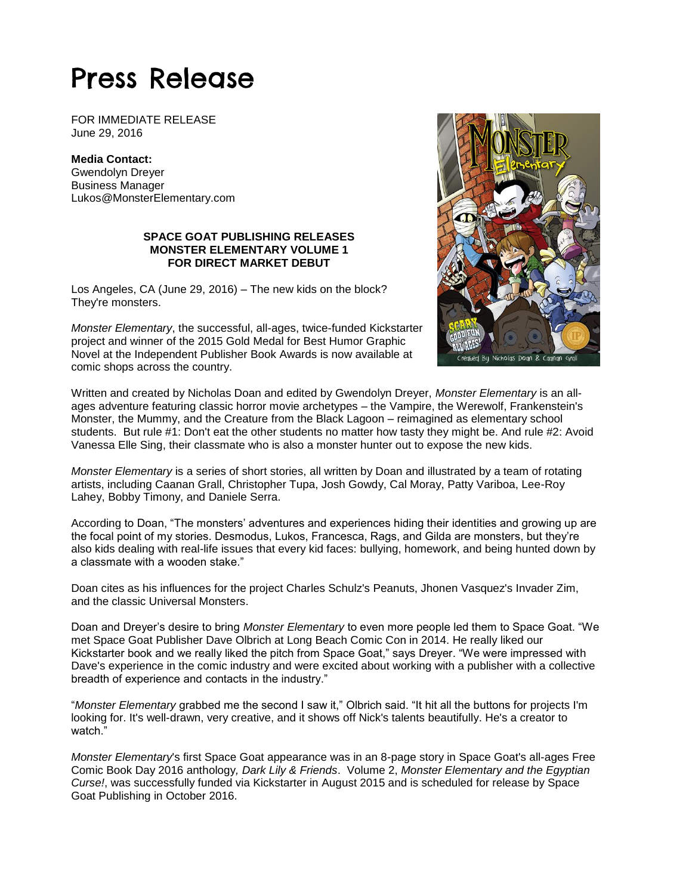# Press Release

FOR IMMEDIATE RELEASE
June 29, 2016

**Media Contact:**
Gwendolyn Dreyer
Business Manager
Lukos@MonsterElementary.com

**SPACE GOAT PUBLISHING RELEASES MONSTER ELEMENTARY VOLUME 1 FOR DIRECT MARKET DEBUT**

Los Angeles, CA (June 29, 2016) – The new kids on the block? They're monsters.

*Monster Elementary*, the successful, all-ages, twice-funded Kickstarter project and winner of the 2015 Gold Medal for Best Humor Graphic Novel at the Independent Publisher Book Awards is now available at comic shops across the country.

Written and created by Nicholas Doan and edited by Gwendolyn Dreyer, *Monster Elementary* is an all-ages adventure featuring classic horror movie archetypes – the Vampire, the Werewolf, Frankenstein's Monster, the Mummy, and the Creature from the Black Lagoon – reimagined as elementary school students. But rule #1: Don't eat the other students no matter how tasty they might be. And rule #2: Avoid Vanessa Elle Sing, their classmate who is also a monster hunter out to expose the new kids.

*Monster Elementary* is a series of short stories, all written by Doan and illustrated by a team of rotating artists, including Caanan Grall, Christopher Tupa, Josh Gowdy, Cal Moray, Patty Variboa, Lee-Roy Lahey, Bobby Timony, and Daniele Serra.

According to Doan, "The monsters' adventures and experiences hiding their identities and growing up are the focal point of my stories. Desmodus, Lukos, Francesca, Rags, and Gilda are monsters, but they're also kids dealing with real-life issues that every kid faces: bullying, homework, and being hunted down by a classmate with a wooden stake."

Doan cites as his influences for the project Charles Schulz's Peanuts, Jhonen Vasquez's Invader Zim, and the classic Universal Monsters.

Doan and Dreyer's desire to bring *Monster Elementary* to even more people led them to Space Goat. "We met Space Goat Publisher Dave Olbrich at Long Beach Comic Con in 2014. He really liked our Kickstarter book and we really liked the pitch from Space Goat," says Dreyer. "We were impressed with Dave's experience in the comic industry and were excited about working with a publisher with a collective breadth of experience and contacts in the industry."

"*Monster Elementary* grabbed me the second I saw it," Olbrich said. "It hit all the buttons for projects I'm looking for. It's well-drawn, very creative, and it shows off Nick's talents beautifully. He's a creator to watch."

*Monster Elementary*'s first Space Goat appearance was in an 8-page story in Space Goat's all-ages Free Comic Book Day 2016 anthology*, Dark Lily & Friends*. Volume 2, *Monster Elementary and the Egyptian Curse!*, was successfully funded via Kickstarter in August 2015 and is scheduled for release by Space Goat Publishing in October 2016.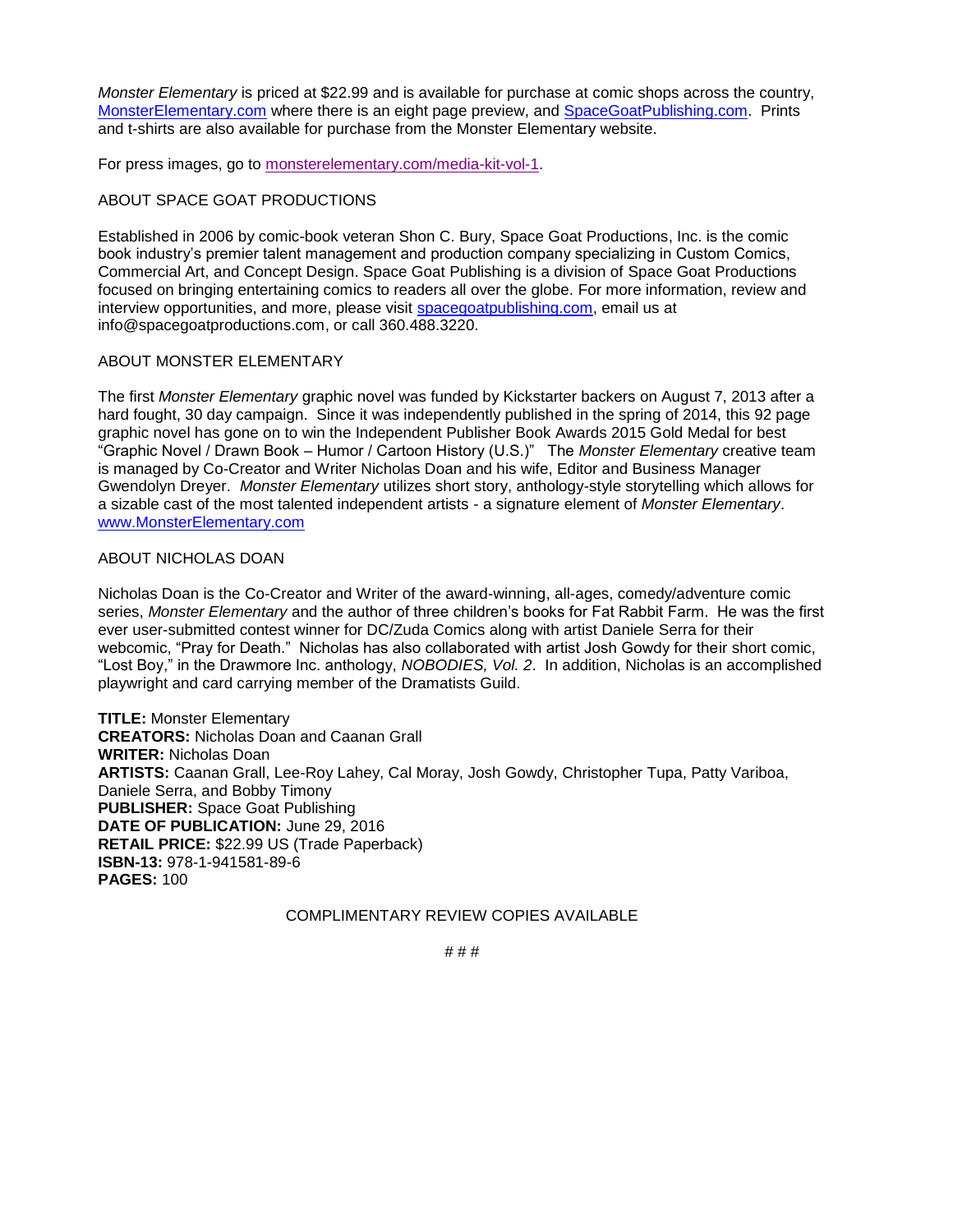*Monster Elementary* is priced at $22.99 and is available for purchase at comic shops across the country, MonsterElementary.com where there is an eight page preview, and SpaceGoatPublishing.com. Prints and t-shirts are also available for purchase from the Monster Elementary website.

For press images, go to monsterelementary.com/media-kit-vol-1.

## ABOUT SPACE GOAT PRODUCTIONS

Established in 2006 by comic-book veteran Shon C. Bury, Space Goat Productions, Inc. is the comic book industry's premier talent management and production company specializing in Custom Comics, Commercial Art, and Concept Design. Space Goat Publishing is a division of Space Goat Productions focused on bringing entertaining comics to readers all over the globe. For more information, review and interview opportunities, and more, please visit spacegoatpublishing.com, email us at info@spacegoatproductions.com, or call 360.488.3220.

## ABOUT MONSTER ELEMENTARY

The first *Monster Elementary* graphic novel was funded by Kickstarter backers on August 7, 2013 after a hard fought, 30 day campaign. Since it was independently published in the spring of 2014, this 92 page graphic novel has gone on to win the Independent Publisher Book Awards 2015 Gold Medal for best "Graphic Novel / Drawn Book – Humor / Cartoon History (U.S.)" The *Monster Elementary* creative team is managed by Co-Creator and Writer Nicholas Doan and his wife, Editor and Business Manager Gwendolyn Dreyer. *Monster Elementary* utilizes short story, anthology-style storytelling which allows for a sizable cast of the most talented independent artists - a signature element of *Monster Elementary*. www.MonsterElementary.com

## ABOUT NICHOLAS DOAN

Nicholas Doan is the Co-Creator and Writer of the award-winning, all-ages, comedy/adventure comic series, *Monster Elementary* and the author of three children's books for Fat Rabbit Farm. He was the first ever user-submitted contest winner for DC/Zuda Comics along with artist Daniele Serra for their webcomic, "Pray for Death." Nicholas has also collaborated with artist Josh Gowdy for their short comic, "Lost Boy," in the Drawmore Inc. anthology, *NOBODIES, Vol. 2*. In addition, Nicholas is an accomplished playwright and card carrying member of the Dramatists Guild.

**TITLE:** Monster Elementary
**CREATORS:** Nicholas Doan and Caanan Grall
**WRITER:** Nicholas Doan
**ARTISTS:** Caanan Grall, Lee-Roy Lahey, Cal Moray, Josh Gowdy, Christopher Tupa, Patty Variboa, Daniele Serra, and Bobby Timony
**PUBLISHER:** Space Goat Publishing
**DATE OF PUBLICATION:** June 29, 2016
**RETAIL PRICE:** $22.99 US (Trade Paperback)
**ISBN-13:** 978-1-941581-89-6
**PAGES:** 100

COMPLIMENTARY REVIEW COPIES AVAILABLE

# # #